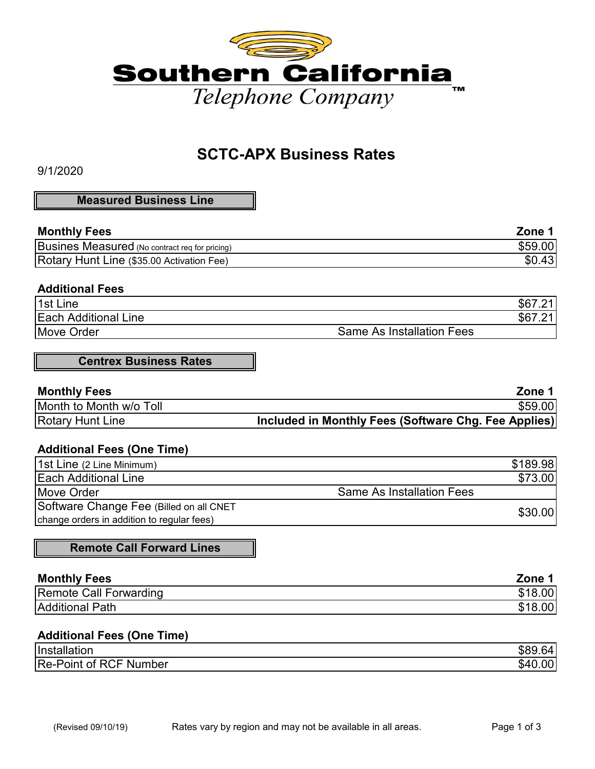Southern California
*Telephone Company*™

# SCTC-APX Business Rates

9/1/2020

## Measured Business Line

| Monthly Fees | Zone 1 |
|---|---|
| Busines Measured (No contract req for pricing) | $59.00 |
| Rotary Hunt Line ($35.00 Activation Fee) | $0.43 |

| Additional Fees | |
|---|---|
| 1st Line | $67.21 |
| Each Additional Line | $67.21 |
| Move Order | Same As Installation Fees |

## Centrex Business Rates

| Monthly Fees | Zone 1 |
|---|---|
| Month to Month w/o Toll | $59.00 |
| Rotary Hunt Line | **Included in Monthly Fees (Software Chg. Fee Applies)** |

| Additional Fees (One Time) | |
|---|---|
| 1st Line (2 Line Minimum) | $189.98 |
| Each Additional Line | $73.00 |
| Move Order | Same As Installation Fees |
| Software Change Fee (Billed on all CNET change orders in addition to regular fees) | $30.00 |

## Remote Call Forward Lines

| Monthly Fees | Zone 1 |
|---|---|
| Remote Call Forwarding | $18.00 |
| Additional Path | $18.00 |

| Additional Fees (One Time) | |
|---|---|
| Installation | $89.64 |
| Re-Point of RCF Number | $40.00 |

(Revised 09/10/19) Rates vary by region and may not be available in all areas.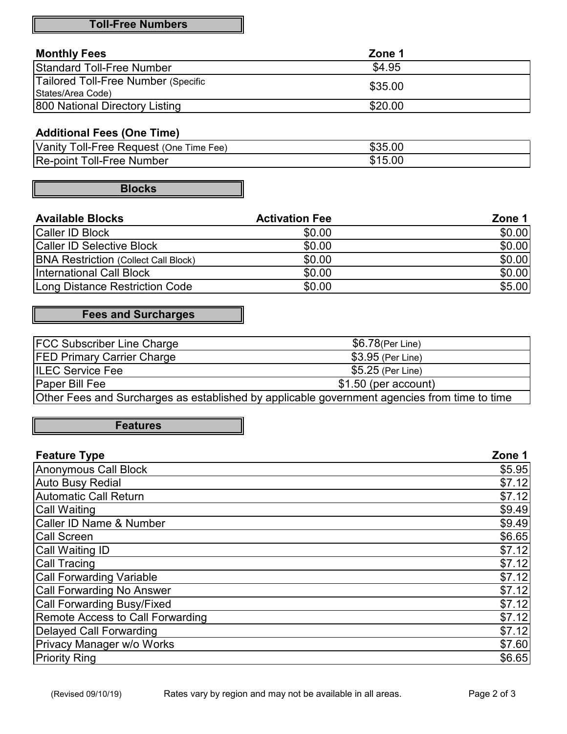## Toll-Free Numbers

| Monthly Fees | Zone 1 |
| --- | --- |
| Standard Toll-Free Number | $4.95 |
| Tailored Toll-Free Number (Specific States/Area Code) | $35.00 |
| 800 National Directory Listing | $20.00 |

| Additional Fees (One Time) | |
| --- | --- |
| Vanity Toll-Free Request (One Time Fee) | $35.00 |
| Re-point Toll-Free Number | $15.00 |

## Blocks

| Available Blocks | Activation Fee | Zone 1 |
| --- | --- | --- |
| Caller ID Block | $0.00 | $0.00 |
| Caller ID Selective Block | $0.00 | $0.00 |
| BNA Restriction (Collect Call Block) | $0.00 | $0.00 |
| International Call Block | $0.00 | $0.00 |
| Long Distance Restriction Code | $0.00 | $5.00 |

## Fees and Surcharges

| | |
| --- | --- |
| FCC Subscriber Line Charge | $6.78(Per Line) |
| FED Primary Carrier Charge | $3.95 (Per Line) |
| ILEC Service Fee | $5.25 (Per Line) |
| Paper Bill Fee | $1.50 (per account) |
| Other Fees and Surcharges as established by applicable government agencies from time to time | |

## Features

| Feature Type | Zone 1 |
| --- | --- |
| Anonymous Call Block | $5.95 |
| Auto Busy Redial | $7.12 |
| Automatic Call Return | $7.12 |
| Call Waiting | $9.49 |
| Caller ID Name & Number | $9.49 |
| Call Screen | $6.65 |
| Call Waiting ID | $7.12 |
| Call Tracing | $7.12 |
| Call Forwarding Variable | $7.12 |
| Call Forwarding No Answer | $7.12 |
| Call Forwarding Busy/Fixed | $7.12 |
| Remote Access to Call Forwarding | $7.12 |
| Delayed Call Forwarding | $7.12 |
| Privacy Manager w/o Works | $7.60 |
| Priority Ring | $6.65 |

(Revised 09/10/19) Rates vary by region and may not be available in all areas.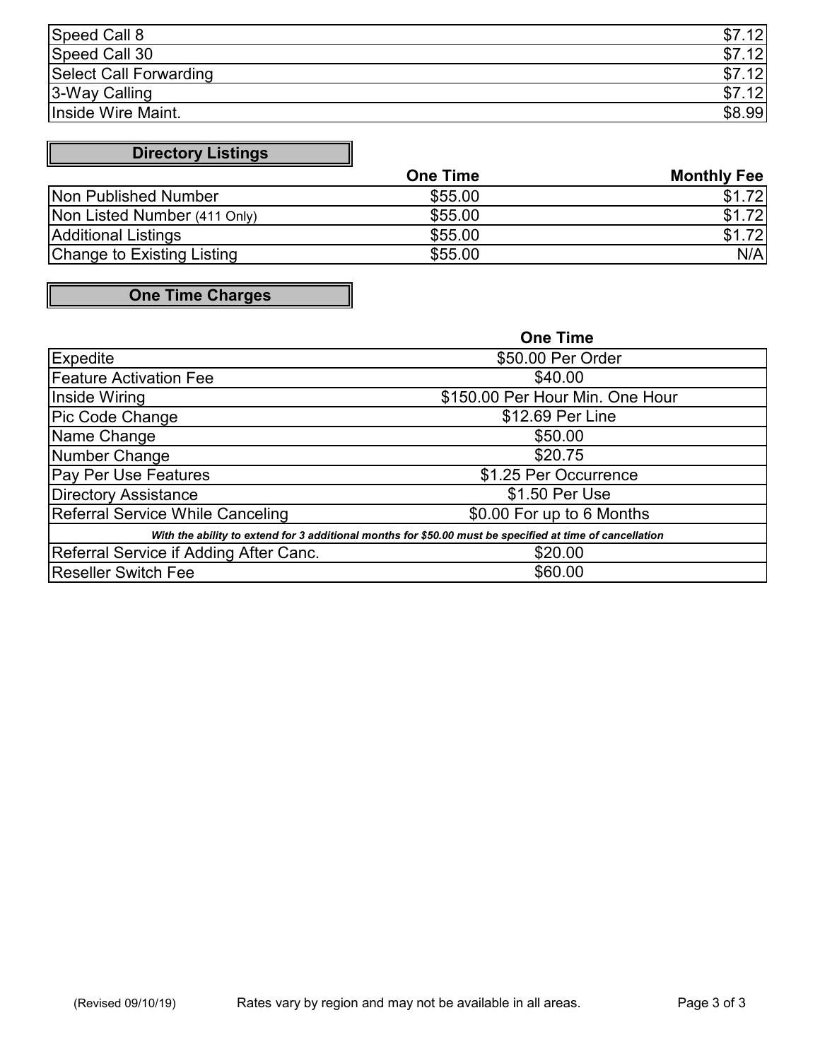| | |
|---|---|
| Speed Call 8 | $7.12 |
| Speed Call 30 | $7.12 |
| Select Call Forwarding | $7.12 |
| 3-Way Calling | $7.12 |
| Inside Wire Maint. | $8.99 |

## Directory Listings

| | One Time | Monthly Fee |
|---|---|---|
| Non Published Number | $55.00 | $1.72 |
| Non Listed Number (411 Only) | $55.00 | $1.72 |
| Additional Listings | $55.00 | $1.72 |
| Change to Existing Listing | $55.00 | N/A |

## One Time Charges

| | One Time |
|---|---|
| Expedite | $50.00 Per Order |
| Feature Activation Fee | $40.00 |
| Inside Wiring | $150.00 Per Hour Min. One Hour |
| Pic Code Change | $12.69 Per Line |
| Name Change | $50.00 |
| Number Change | $20.75 |
| Pay Per Use Features | $1.25 Per Occurrence |
| Directory Assistance | $1.50 Per Use |
| Referral Service While Canceling | $0.00 For up to 6 Months |
| ***With the ability to extend for 3 additional months for $50.00 must be specified at time of cancellation*** | |
| Referral Service if Adding After Canc. | $20.00 |
| Reseller Switch Fee | $60.00 |

(Revised 09/10/19) Rates vary by region and may not be available in all areas.